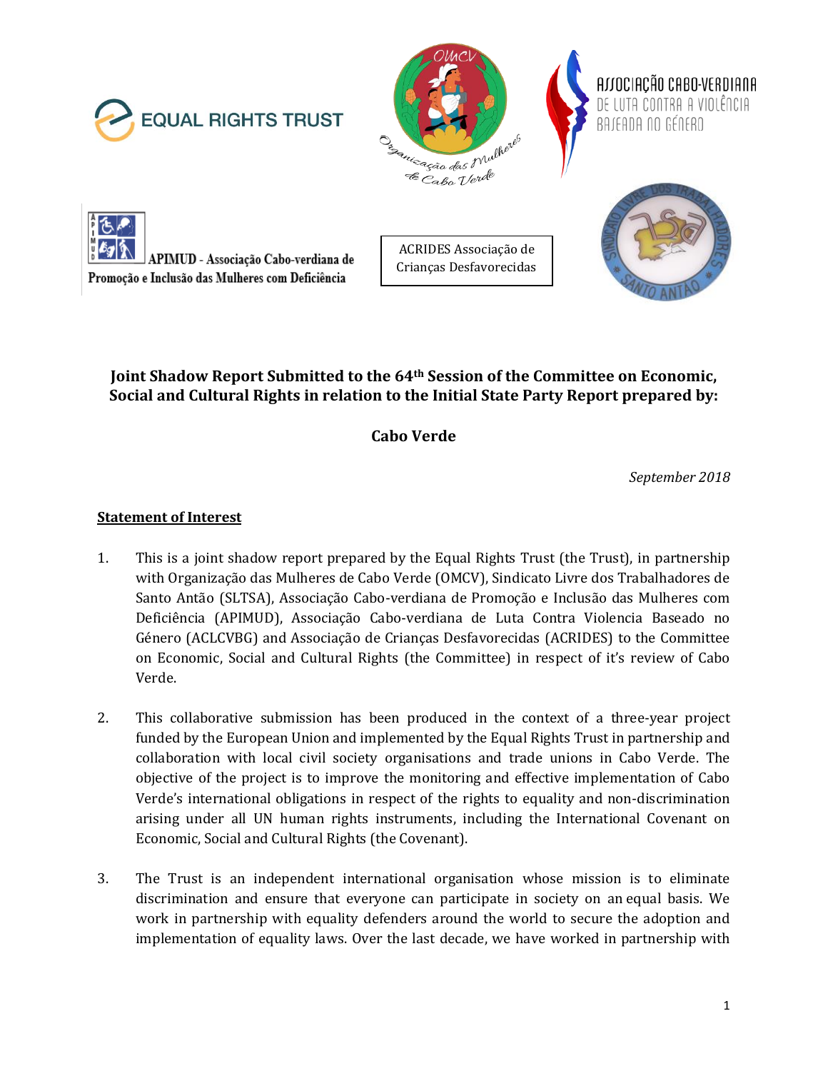EQUAL RIGHTS TRUST

Organização das Mulheres de Cabo Verde

ASSOCIAÇÃO CABO-VERDIANA DE LUTA CONTRA A VIOLÊNCIA BASEADA NO GÉNERO

APIMUD - Associação Cabo-verdiana de Promoção e Inclusão das Mulheres com Deficiência

ACRIDES Associação de Crianças Desfavorecidas

SINDICATO LIVRE DOS TRABALHADORES SANTO ANTÃO

**Joint Shadow Report Submitted to the 64th Session of the Committee on Economic, Social and Cultural Rights in relation to the Initial State Party Report prepared by:**

**Cabo Verde**

*September 2018*

**Statement of Interest**

1. This is a joint shadow report prepared by the Equal Rights Trust (the Trust), in partnership with Organização das Mulheres de Cabo Verde (OMCV), Sindicato Livre dos Trabalhadores de Santo Antão (SLTSA), Associação Cabo-verdiana de Promoção e Inclusão das Mulheres com Deficiência (APIMUD), Associação Cabo-verdiana de Luta Contra Violencia Baseado no Género (ACLCVBG) and Associação de Crianças Desfavorecidas (ACRIDES) to the Committee on Economic, Social and Cultural Rights (the Committee) in respect of it's review of Cabo Verde.

2. This collaborative submission has been produced in the context of a three-year project funded by the European Union and implemented by the Equal Rights Trust in partnership and collaboration with local civil society organisations and trade unions in Cabo Verde. The objective of the project is to improve the monitoring and effective implementation of Cabo Verde's international obligations in respect of the rights to equality and non-discrimination arising under all UN human rights instruments, including the International Covenant on Economic, Social and Cultural Rights (the Covenant).

3. The Trust is an independent international organisation whose mission is to eliminate discrimination and ensure that everyone can participate in society on an equal basis. We work in partnership with equality defenders around the world to secure the adoption and implementation of equality laws. Over the last decade, we have worked in partnership with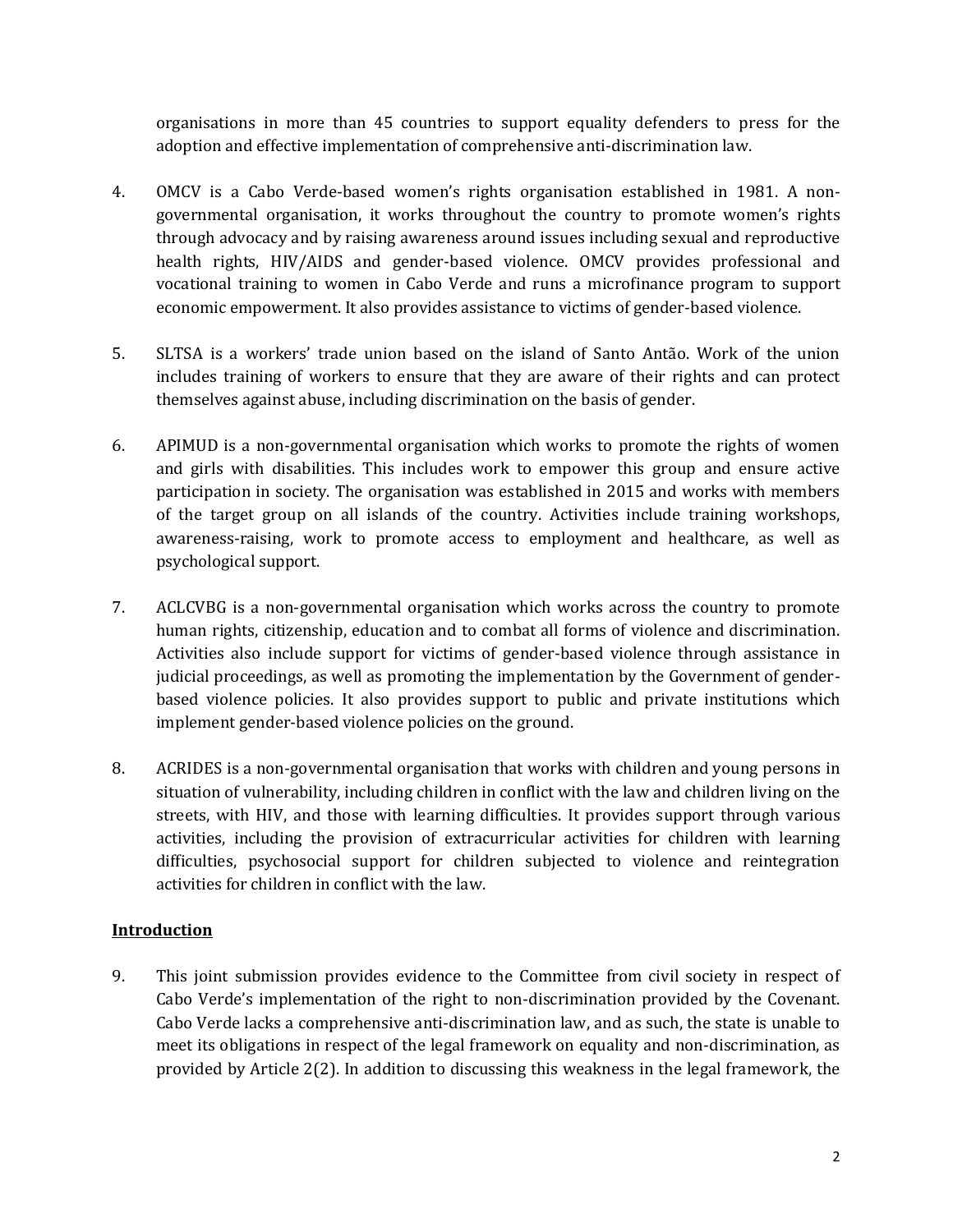organisations in more than 45 countries to support equality defenders to press for the adoption and effective implementation of comprehensive anti-discrimination law.

4. OMCV is a Cabo Verde-based women's rights organisation established in 1981. A non-governmental organisation, it works throughout the country to promote women's rights through advocacy and by raising awareness around issues including sexual and reproductive health rights, HIV/AIDS and gender-based violence. OMCV provides professional and vocational training to women in Cabo Verde and runs a microfinance program to support economic empowerment. It also provides assistance to victims of gender-based violence.

5. SLTSA is a workers' trade union based on the island of Santo Antão. Work of the union includes training of workers to ensure that they are aware of their rights and can protect themselves against abuse, including discrimination on the basis of gender.

6. APIMUD is a non-governmental organisation which works to promote the rights of women and girls with disabilities. This includes work to empower this group and ensure active participation in society. The organisation was established in 2015 and works with members of the target group on all islands of the country. Activities include training workshops, awareness-raising, work to promote access to employment and healthcare, as well as psychological support.

7. ACLCVBG is a non-governmental organisation which works across the country to promote human rights, citizenship, education and to combat all forms of violence and discrimination. Activities also include support for victims of gender-based violence through assistance in judicial proceedings, as well as promoting the implementation by the Government of gender-based violence policies. It also provides support to public and private institutions which implement gender-based violence policies on the ground.

8. ACRIDES is a non-governmental organisation that works with children and young persons in situation of vulnerability, including children in conflict with the law and children living on the streets, with HIV, and those with learning difficulties. It provides support through various activities, including the provision of extracurricular activities for children with learning difficulties, psychosocial support for children subjected to violence and reintegration activities for children in conflict with the law.

## Introduction

9. This joint submission provides evidence to the Committee from civil society in respect of Cabo Verde's implementation of the right to non-discrimination provided by the Covenant. Cabo Verde lacks a comprehensive anti-discrimination law, and as such, the state is unable to meet its obligations in respect of the legal framework on equality and non-discrimination, as provided by Article 2(2). In addition to discussing this weakness in the legal framework, the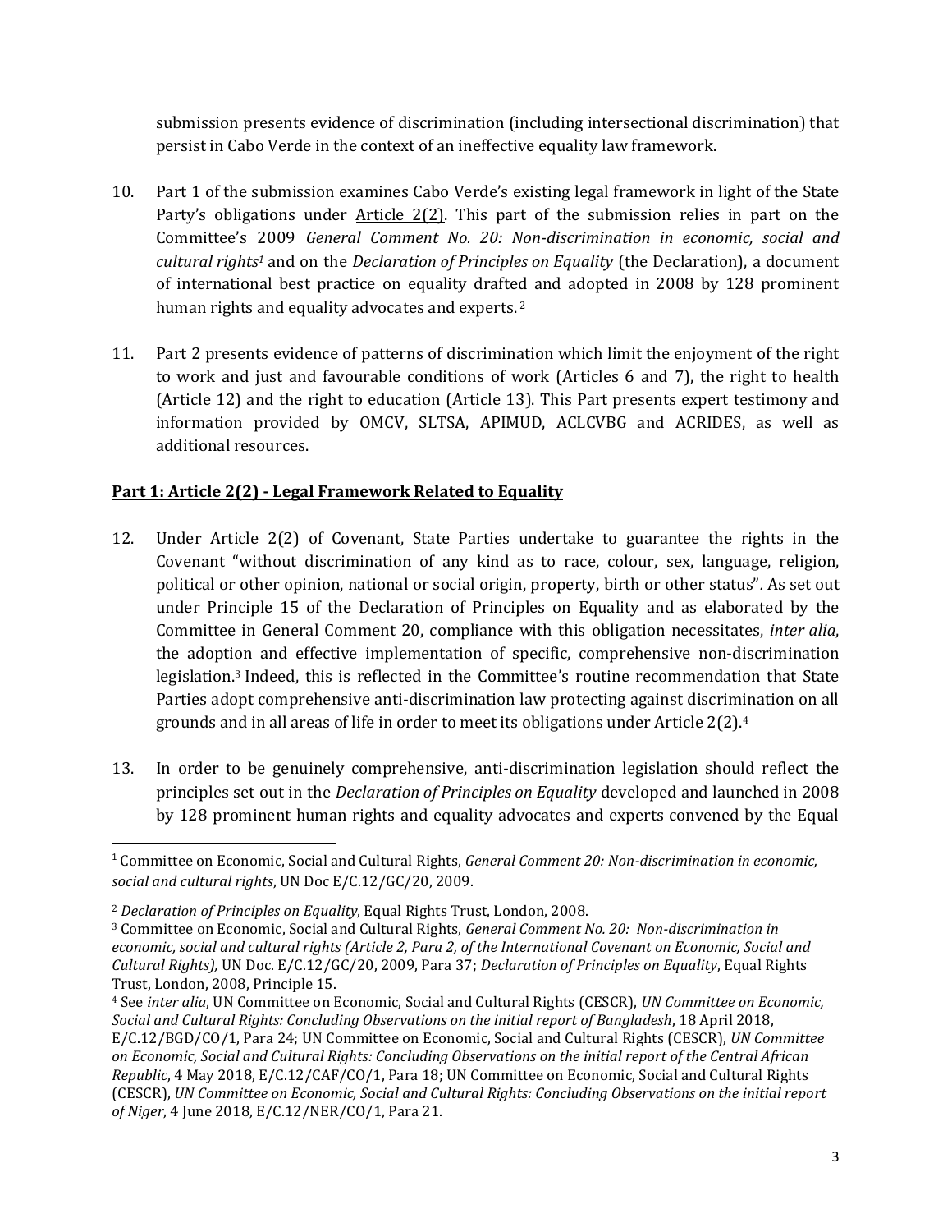submission presents evidence of discrimination (including intersectional discrimination) that persist in Cabo Verde in the context of an ineffective equality law framework.

10. Part 1 of the submission examines Cabo Verde's existing legal framework in light of the State Party's obligations under Article 2(2). This part of the submission relies in part on the Committee's 2009 *General Comment No. 20: Non-discrimination in economic, social and cultural rights*[1] and on the *Declaration of Principles on Equality* (the Declaration), a document of international best practice on equality drafted and adopted in 2008 by 128 prominent human rights and equality advocates and experts.[2]

11. Part 2 presents evidence of patterns of discrimination which limit the enjoyment of the right to work and just and favourable conditions of work (Articles 6 and 7), the right to health (Article 12) and the right to education (Article 13). This Part presents expert testimony and information provided by OMCV, SLTSA, APIMUD, ACLCVBG and ACRIDES, as well as additional resources.

## Part 1: Article 2(2) - Legal Framework Related to Equality

12. Under Article 2(2) of Covenant, State Parties undertake to guarantee the rights in the Covenant "without discrimination of any kind as to race, colour, sex, language, religion, political or other opinion, national or social origin, property, birth or other status". As set out under Principle 15 of the Declaration of Principles on Equality and as elaborated by the Committee in General Comment 20, compliance with this obligation necessitates, *inter alia*, the adoption and effective implementation of specific, comprehensive non-discrimination legislation.[3] Indeed, this is reflected in the Committee's routine recommendation that State Parties adopt comprehensive anti-discrimination law protecting against discrimination on all grounds and in all areas of life in order to meet its obligations under Article 2(2).[4]

13. In order to be genuinely comprehensive, anti-discrimination legislation should reflect the principles set out in the *Declaration of Principles on Equality* developed and launched in 2008 by 128 prominent human rights and equality advocates and experts convened by the Equal

---

[1] Committee on Economic, Social and Cultural Rights, *General Comment 20: Non-discrimination in economic, social and cultural rights*, UN Doc E/C.12/GC/20, 2009.

[2] *Declaration of Principles on Equality*, Equal Rights Trust, London, 2008.

[3] Committee on Economic, Social and Cultural Rights, *General Comment No. 20: Non-discrimination in economic, social and cultural rights (Article 2, Para 2, of the International Covenant on Economic, Social and Cultural Rights),* UN Doc. E/C.12/GC/20, 2009, Para 37; *Declaration of Principles on Equality*, Equal Rights Trust, London, 2008, Principle 15.

[4] See *inter alia*, UN Committee on Economic, Social and Cultural Rights (CESCR), *UN Committee on Economic, Social and Cultural Rights: Concluding Observations on the initial report of Bangladesh*, 18 April 2018, E/C.12/BGD/CO/1, Para 24; UN Committee on Economic, Social and Cultural Rights (CESCR), *UN Committee on Economic, Social and Cultural Rights: Concluding Observations on the initial report of the Central African Republic*, 4 May 2018, E/C.12/CAF/CO/1, Para 18; UN Committee on Economic, Social and Cultural Rights (CESCR), *UN Committee on Economic, Social and Cultural Rights: Concluding Observations on the initial report of Niger*, 4 June 2018, E/C.12/NER/CO/1, Para 21.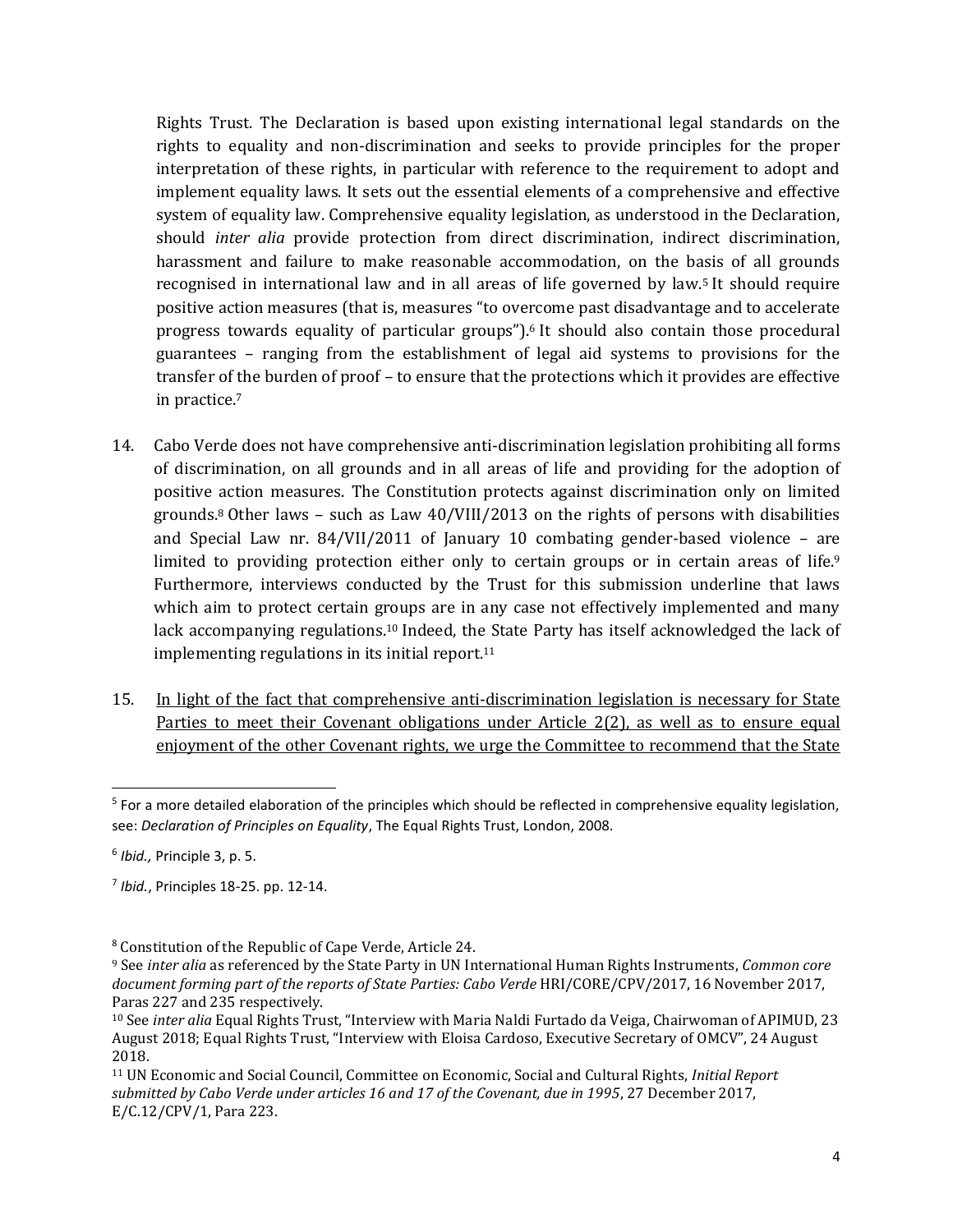Rights Trust. The Declaration is based upon existing international legal standards on the rights to equality and non-discrimination and seeks to provide principles for the proper interpretation of these rights, in particular with reference to the requirement to adopt and implement equality laws. It sets out the essential elements of a comprehensive and effective system of equality law. Comprehensive equality legislation, as understood in the Declaration, should *inter alia* provide protection from direct discrimination, indirect discrimination, harassment and failure to make reasonable accommodation, on the basis of all grounds recognised in international law and in all areas of life governed by law.[5] It should require positive action measures (that is, measures "to overcome past disadvantage and to accelerate progress towards equality of particular groups").[6] It should also contain those procedural guarantees – ranging from the establishment of legal aid systems to provisions for the transfer of the burden of proof – to ensure that the protections which it provides are effective in practice.[7]

14. Cabo Verde does not have comprehensive anti-discrimination legislation prohibiting all forms of discrimination, on all grounds and in all areas of life and providing for the adoption of positive action measures. The Constitution protects against discrimination only on limited grounds.[8] Other laws – such as Law 40/VIII/2013 on the rights of persons with disabilities and Special Law nr. 84/VII/2011 of January 10 combating gender-based violence – are limited to providing protection either only to certain groups or in certain areas of life.[9] Furthermore, interviews conducted by the Trust for this submission underline that laws which aim to protect certain groups are in any case not effectively implemented and many lack accompanying regulations.[10] Indeed, the State Party has itself acknowledged the lack of implementing regulations in its initial report.[11]

15. <u>In light of the fact that comprehensive anti-discrimination legislation is necessary for State Parties to meet their Covenant obligations under Article 2(2), as well as to ensure equal enjoyment of the other Covenant rights, we urge the Committee to recommend that the State</u>

---

[5] For a more detailed elaboration of the principles which should be reflected in comprehensive equality legislation, see: *Declaration of Principles on Equality*, The Equal Rights Trust, London, 2008.

[6] *Ibid.,* Principle 3, p. 5.

[7] *Ibid.*, Principles 18-25. pp. 12-14.

[8] Constitution of the Republic of Cape Verde, Article 24.

[9] See *inter alia* as referenced by the State Party in UN International Human Rights Instruments, *Common core document forming part of the reports of State Parties: Cabo Verde* HRI/CORE/CPV/2017, 16 November 2017, Paras 227 and 235 respectively.

[10] See *inter alia* Equal Rights Trust, "Interview with Maria Naldi Furtado da Veiga, Chairwoman of APIMUD, 23 August 2018; Equal Rights Trust, "Interview with Eloisa Cardoso, Executive Secretary of OMCV", 24 August 2018.

[11] UN Economic and Social Council, Committee on Economic, Social and Cultural Rights, *Initial Report submitted by Cabo Verde under articles 16 and 17 of the Covenant, due in 1995*, 27 December 2017, E/C.12/CPV/1, Para 223.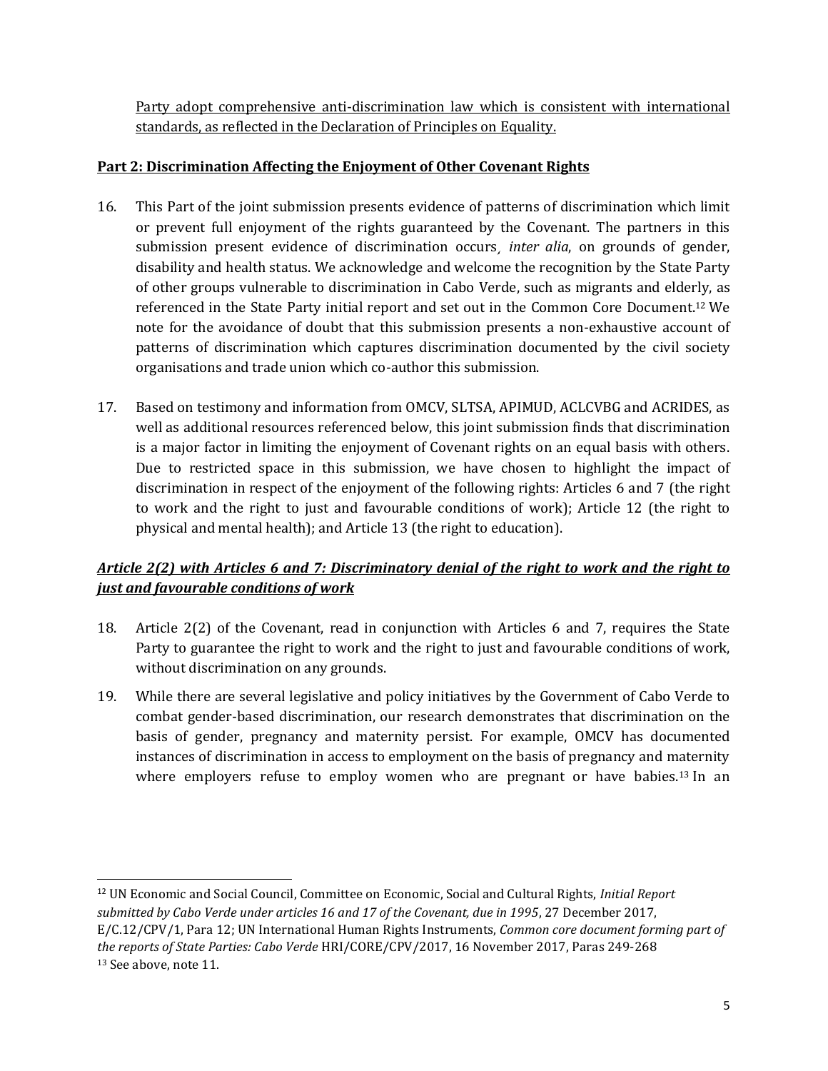Party adopt comprehensive anti-discrimination law which is consistent with international standards, as reflected in the Declaration of Principles on Equality.

## Part 2: Discrimination Affecting the Enjoyment of Other Covenant Rights

16. This Part of the joint submission presents evidence of patterns of discrimination which limit or prevent full enjoyment of the rights guaranteed by the Covenant. The partners in this submission present evidence of discrimination occurs*, inter alia*, on grounds of gender, disability and health status. We acknowledge and welcome the recognition by the State Party of other groups vulnerable to discrimination in Cabo Verde, such as migrants and elderly, as referenced in the State Party initial report and set out in the Common Core Document.[12] We note for the avoidance of doubt that this submission presents a non-exhaustive account of patterns of discrimination which captures discrimination documented by the civil society organisations and trade union which co-author this submission.

17. Based on testimony and information from OMCV, SLTSA, APIMUD, ACLCVBG and ACRIDES, as well as additional resources referenced below, this joint submission finds that discrimination is a major factor in limiting the enjoyment of Covenant rights on an equal basis with others. Due to restricted space in this submission, we have chosen to highlight the impact of discrimination in respect of the enjoyment of the following rights: Articles 6 and 7 (the right to work and the right to just and favourable conditions of work); Article 12 (the right to physical and mental health); and Article 13 (the right to education).

### *Article 2(2) with Articles 6 and 7: Discriminatory denial of the right to work and the right to just and favourable conditions of work*

18. Article 2(2) of the Covenant, read in conjunction with Articles 6 and 7, requires the State Party to guarantee the right to work and the right to just and favourable conditions of work, without discrimination on any grounds.

19. While there are several legislative and policy initiatives by the Government of Cabo Verde to combat gender-based discrimination, our research demonstrates that discrimination on the basis of gender, pregnancy and maternity persist. For example, OMCV has documented instances of discrimination in access to employment on the basis of pregnancy and maternity where employers refuse to employ women who are pregnant or have babies.[13] In an

---

[12] UN Economic and Social Council, Committee on Economic, Social and Cultural Rights, *Initial Report submitted by Cabo Verde under articles 16 and 17 of the Covenant, due in 1995*, 27 December 2017, E/C.12/CPV/1, Para 12; UN International Human Rights Instruments, *Common core document forming part of the reports of State Parties: Cabo Verde* HRI/CORE/CPV/2017, 16 November 2017, Paras 249-268

[13] See above, note 11.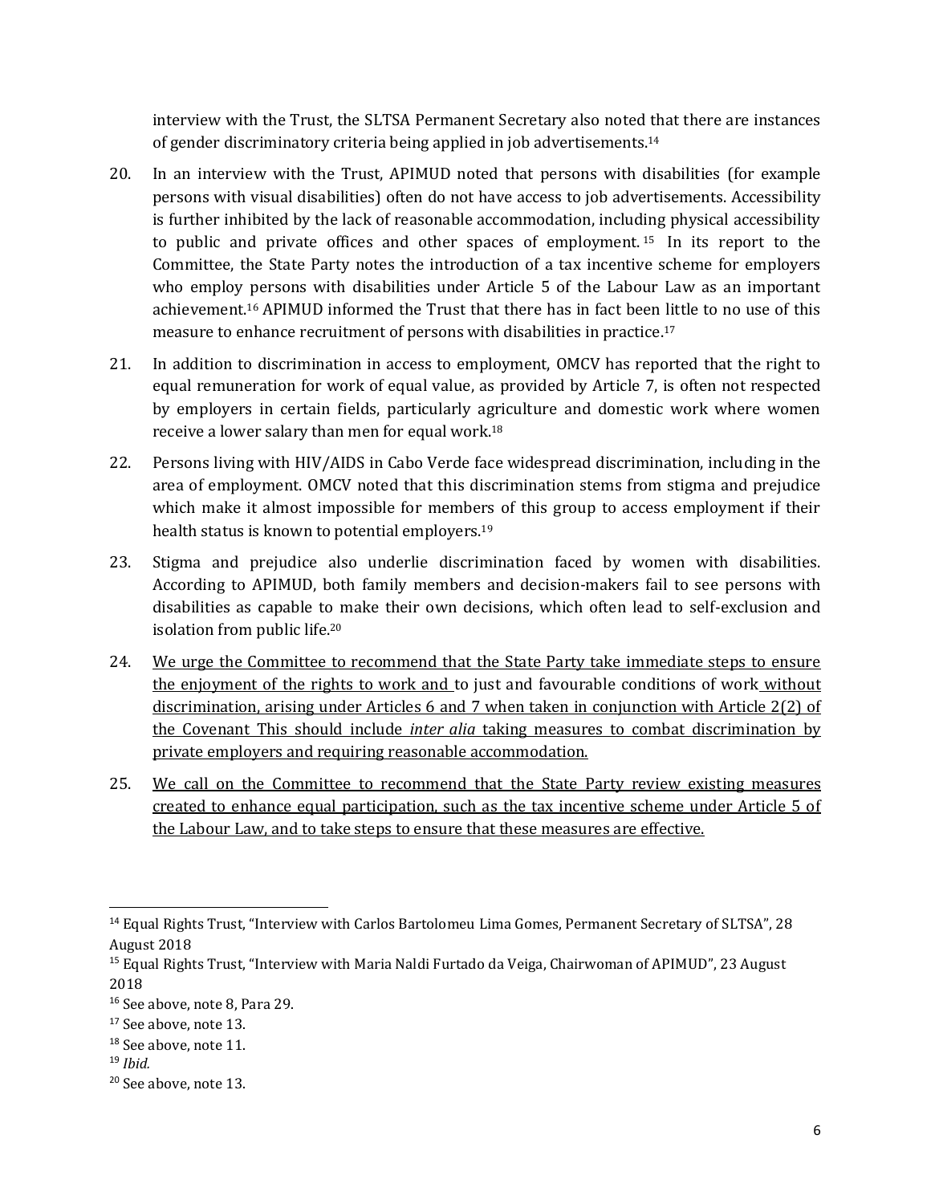interview with the Trust, the SLTSA Permanent Secretary also noted that there are instances of gender discriminatory criteria being applied in job advertisements.[14]

20. In an interview with the Trust, APIMUD noted that persons with disabilities (for example persons with visual disabilities) often do not have access to job advertisements. Accessibility is further inhibited by the lack of reasonable accommodation, including physical accessibility to public and private offices and other spaces of employment.[15] In its report to the Committee, the State Party notes the introduction of a tax incentive scheme for employers who employ persons with disabilities under Article 5 of the Labour Law as an important achievement.[16] APIMUD informed the Trust that there has in fact been little to no use of this measure to enhance recruitment of persons with disabilities in practice.[17]

21. In addition to discrimination in access to employment, OMCV has reported that the right to equal remuneration for work of equal value, as provided by Article 7, is often not respected by employers in certain fields, particularly agriculture and domestic work where women receive a lower salary than men for equal work.[18]

22. Persons living with HIV/AIDS in Cabo Verde face widespread discrimination, including in the area of employment. OMCV noted that this discrimination stems from stigma and prejudice which make it almost impossible for members of this group to access employment if their health status is known to potential employers.[19]

23. Stigma and prejudice also underlie discrimination faced by women with disabilities. According to APIMUD, both family members and decision-makers fail to see persons with disabilities as capable to make their own decisions, which often lead to self-exclusion and isolation from public life.[20]

24. <u>We urge the Committee to recommend that the State Party take immediate steps to ensure the enjoyment of the rights to work and to just and favourable conditions of work without discrimination, arising under Articles 6 and 7 when taken in conjunction with Article 2(2) of the Covenant This should include *inter alia* taking measures to combat discrimination by private employers and requiring reasonable accommodation.</u>

25. <u>We call on the Committee to recommend that the State Party review existing measures created to enhance equal participation, such as the tax incentive scheme under Article 5 of the Labour Law, and to take steps to ensure that these measures are effective.</u>

---

[14] Equal Rights Trust, "Interview with Carlos Bartolomeu Lima Gomes, Permanent Secretary of SLTSA", 28 August 2018

[15] Equal Rights Trust, "Interview with Maria Naldi Furtado da Veiga, Chairwoman of APIMUD", 23 August 2018

[16] See above, note 8, Para 29.

[17] See above, note 13.

[18] See above, note 11.

[19] *Ibid.*

[20] See above, note 13.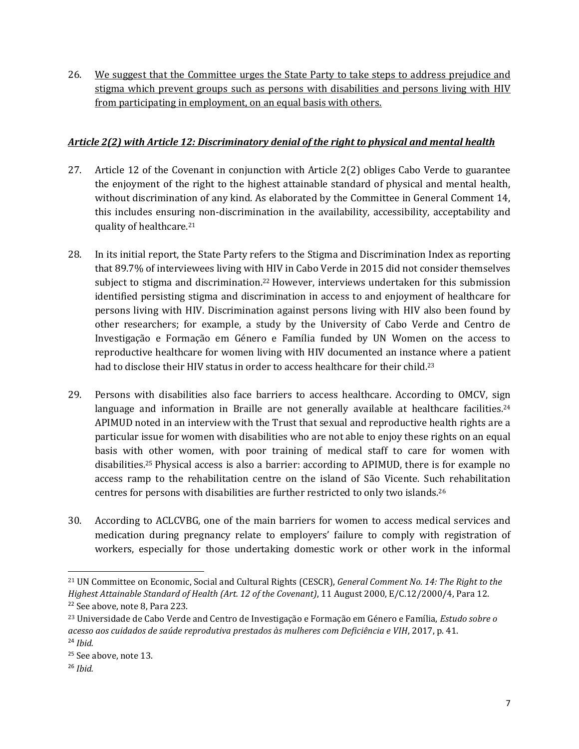26. <u>We suggest that the Committee urges the State Party to take steps to address prejudice and stigma which prevent groups such as persons with disabilities and persons living with HIV from participating in employment, on an equal basis with others.</u>

***<u>Article 2(2) with Article 12: Discriminatory denial of the right to physical and mental health</u>***

27. Article 12 of the Covenant in conjunction with Article 2(2) obliges Cabo Verde to guarantee the enjoyment of the right to the highest attainable standard of physical and mental health, without discrimination of any kind. As elaborated by the Committee in General Comment 14, this includes ensuring non-discrimination in the availability, accessibility, acceptability and quality of healthcare.[21]

28. In its initial report, the State Party refers to the Stigma and Discrimination Index as reporting that 89.7% of interviewees living with HIV in Cabo Verde in 2015 did not consider themselves subject to stigma and discrimination.[22] However, interviews undertaken for this submission identified persisting stigma and discrimination in access to and enjoyment of healthcare for persons living with HIV. Discrimination against persons living with HIV also been found by other researchers; for example, a study by the University of Cabo Verde and Centro de Investigação e Formação em Género e Família funded by UN Women on the access to reproductive healthcare for women living with HIV documented an instance where a patient had to disclose their HIV status in order to access healthcare for their child.[23]

29. Persons with disabilities also face barriers to access healthcare. According to OMCV, sign language and information in Braille are not generally available at healthcare facilities.[24] APIMUD noted in an interview with the Trust that sexual and reproductive health rights are a particular issue for women with disabilities who are not able to enjoy these rights on an equal basis with other women, with poor training of medical staff to care for women with disabilities.[25] Physical access is also a barrier: according to APIMUD, there is for example no access ramp to the rehabilitation centre on the island of São Vicente. Such rehabilitation centres for persons with disabilities are further restricted to only two islands.[26]

30. According to ACLCVBG, one of the main barriers for women to access medical services and medication during pregnancy relate to employers' failure to comply with registration of workers, especially for those undertaking domestic work or other work in the informal

---

[21] UN Committee on Economic, Social and Cultural Rights (CESCR), *General Comment No. 14: The Right to the Highest Attainable Standard of Health (Art. 12 of the Covenant)*, 11 August 2000, E/C.12/2000/4, Para 12.

[22] See above, note 8, Para 223.

[23] Universidade de Cabo Verde and Centro de Investigação e Formação em Género e Família, *Estudo sobre o acesso aos cuidados de saúde reprodutiva prestados às mulheres com Deficiência e VIH*, 2017, p. 41.

[24] *Ibid.*

[25] See above, note 13.

[26] *Ibid.*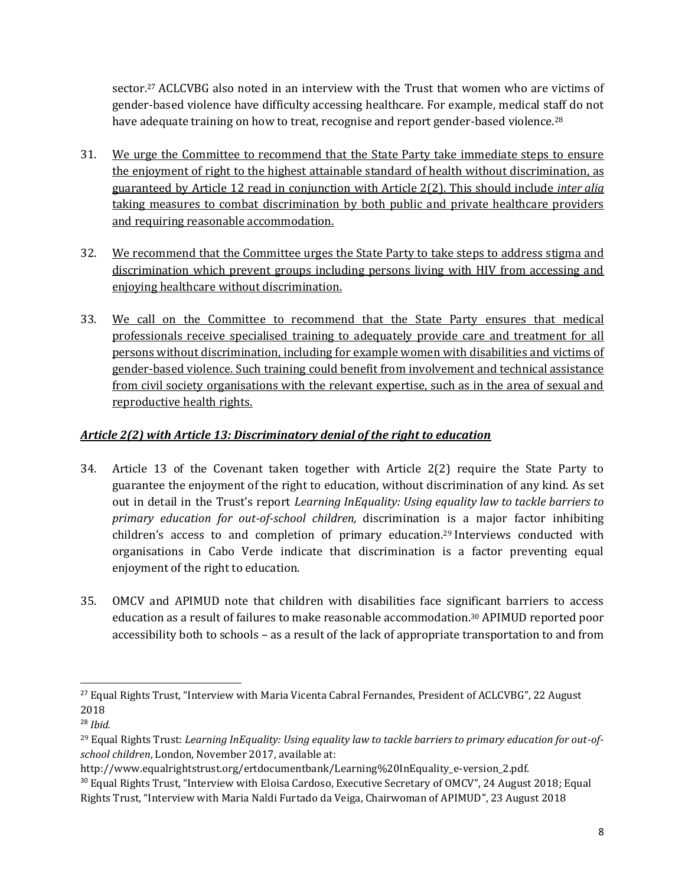sector.[27] ACLCVBG also noted in an interview with the Trust that women who are victims of gender-based violence have difficulty accessing healthcare. For example, medical staff do not have adequate training on how to treat, recognise and report gender-based violence.[28]

31. <u>We urge the Committee to recommend that the State Party take immediate steps to ensure the enjoyment of right to the highest attainable standard of health without discrimination, as guaranteed by Article 12 read in conjunction with Article 2(2). This should include *inter alia* taking measures to combat discrimination by both public and private healthcare providers and requiring reasonable accommodation.</u>

32. <u>We recommend that the Committee urges the State Party to take steps to address stigma and discrimination which prevent groups including persons living with HIV from accessing and enjoying healthcare without discrimination.</u>

33. <u>We call on the Committee to recommend that the State Party ensures that medical professionals receive specialised training to adequately provide care and treatment for all persons without discrimination, including for example women with disabilities and victims of gender-based violence. Such training could benefit from involvement and technical assistance from civil society organisations with the relevant expertise, such as in the area of sexual and reproductive health rights.</u>

### ***<u>Article 2(2) with Article 13: Discriminatory denial of the right to education</u>***

34. Article 13 of the Covenant taken together with Article 2(2) require the State Party to guarantee the enjoyment of the right to education, without discrimination of any kind. As set out in detail in the Trust's report *Learning InEquality: Using equality law to tackle barriers to primary education for out-of-school children,* discrimination is a major factor inhibiting children's access to and completion of primary education.[29] Interviews conducted with organisations in Cabo Verde indicate that discrimination is a factor preventing equal enjoyment of the right to education.

35. OMCV and APIMUD note that children with disabilities face significant barriers to access education as a result of failures to make reasonable accommodation.[30] APIMUD reported poor accessibility both to schools – as a result of the lack of appropriate transportation to and from

---

[27] Equal Rights Trust, "Interview with Maria Vicenta Cabral Fernandes, President of ACLCVBG", 22 August 2018

[28] *Ibid.*

[29] Equal Rights Trust: *Learning InEquality: Using equality law to tackle barriers to primary education for out-of-school children*, London, November 2017, available at: http://www.equalrightstrust.org/ertdocumentbank/Learning%20InEquality_e-version_2.pdf.

[30] Equal Rights Trust, "Interview with Eloisa Cardoso, Executive Secretary of OMCV", 24 August 2018; Equal Rights Trust, "Interview with Maria Naldi Furtado da Veiga, Chairwoman of APIMUD", 23 August 2018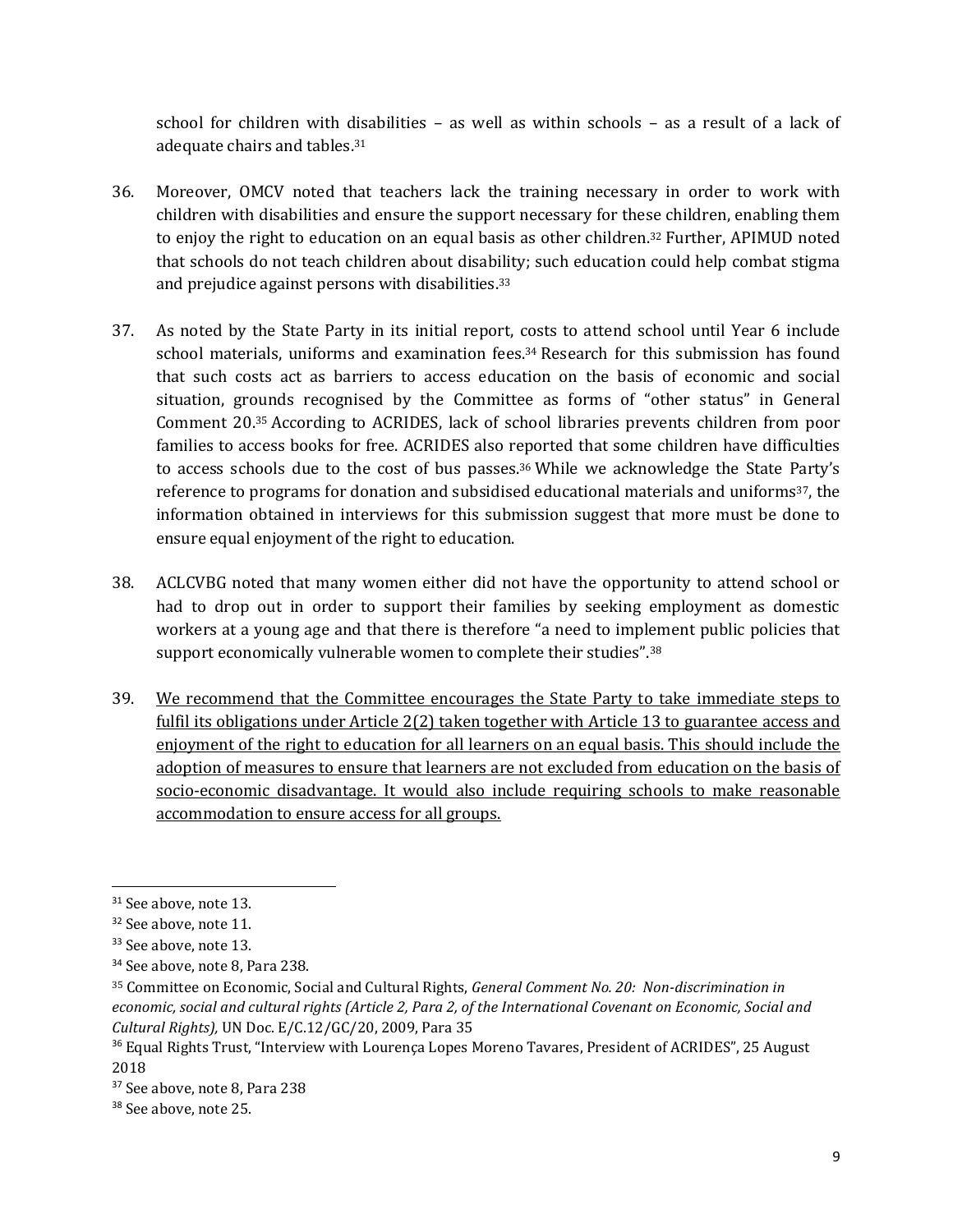school for children with disabilities – as well as within schools – as a result of a lack of adequate chairs and tables.[31]

36. Moreover, OMCV noted that teachers lack the training necessary in order to work with children with disabilities and ensure the support necessary for these children, enabling them to enjoy the right to education on an equal basis as other children.[32] Further, APIMUD noted that schools do not teach children about disability; such education could help combat stigma and prejudice against persons with disabilities.[33]

37. As noted by the State Party in its initial report, costs to attend school until Year 6 include school materials, uniforms and examination fees.[34] Research for this submission has found that such costs act as barriers to access education on the basis of economic and social situation, grounds recognised by the Committee as forms of "other status" in General Comment 20.[35] According to ACRIDES, lack of school libraries prevents children from poor families to access books for free. ACRIDES also reported that some children have difficulties to access schools due to the cost of bus passes.[36] While we acknowledge the State Party's reference to programs for donation and subsidised educational materials and uniforms[37], the information obtained in interviews for this submission suggest that more must be done to ensure equal enjoyment of the right to education.

38. ACLCVBG noted that many women either did not have the opportunity to attend school or had to drop out in order to support their families by seeking employment as domestic workers at a young age and that there is therefore "a need to implement public policies that support economically vulnerable women to complete their studies".[38]

39. <u>We recommend that the Committee encourages the State Party to take immediate steps to fulfil its obligations under Article 2(2) taken together with Article 13 to guarantee access and enjoyment of the right to education for all learners on an equal basis. This should include the adoption of measures to ensure that learners are not excluded from education on the basis of socio-economic disadvantage. It would also include requiring schools to make reasonable accommodation to ensure access for all groups.</u>

---

[31] See above, note 13.

[32] See above, note 11.

[33] See above, note 13.

[34] See above, note 8, Para 238.

[35] Committee on Economic, Social and Cultural Rights, *General Comment No. 20: Non-discrimination in economic, social and cultural rights (Article 2, Para 2, of the International Covenant on Economic, Social and Cultural Rights),* UN Doc. E/C.12/GC/20, 2009, Para 35

[36] Equal Rights Trust, "Interview with Lourença Lopes Moreno Tavares, President of ACRIDES", 25 August 2018

[37] See above, note 8, Para 238

[38] See above, note 25.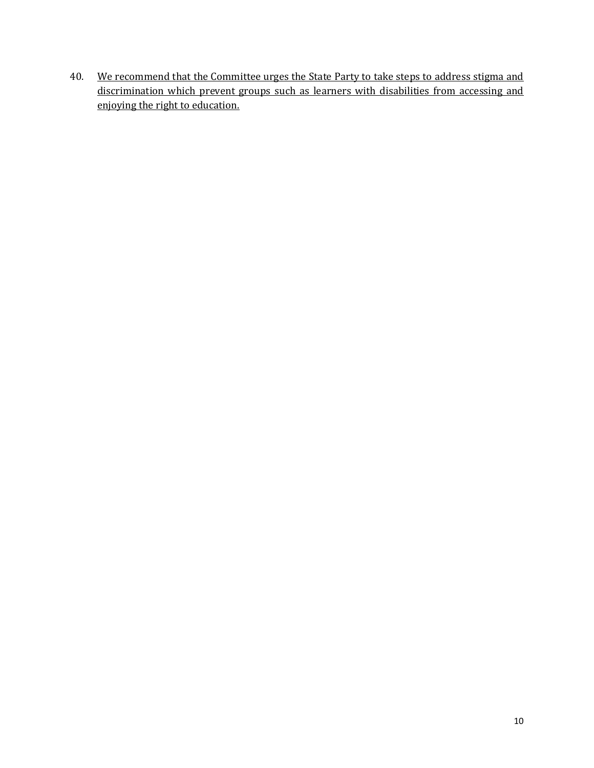40. <u>We recommend that the Committee urges the State Party to take steps to address stigma and discrimination which prevent groups such as learners with disabilities from accessing and enjoying the right to education.</u>